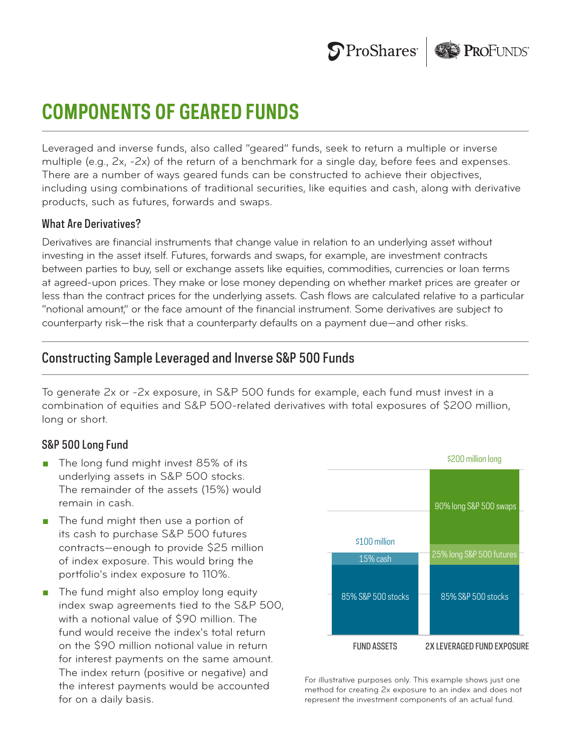# COMPONENTS OF GEARED FUNDS

Leveraged and inverse funds, also called "geared" funds, seek to return a multiple or inverse multiple (e.g., 2x, -2x) of the return of a benchmark for a single day, before fees and expenses. There are a number of ways geared funds can be constructed to achieve their objectives, including using combinations of traditional securities, like equities and cash, along with derivative products, such as futures, forwards and swaps.

### What Are Derivatives?

Derivatives are financial instruments that change value in relation to an underlying asset without investing in the asset itself. Futures, forwards and swaps, for example, are investment contracts between parties to buy, sell or exchange assets like equities, commodities, currencies or loan terms at agreed-upon prices. They make or lose money depending on whether market prices are greater or less than the contract prices for the underlying assets. Cash flows are calculated relative to a particular "notional amount," or the face amount of the financial instrument. Some derivatives are subject to counterparty risk—the risk that a counterparty defaults on a payment due—and other risks.

## Constructing Sample Leveraged and Inverse S&P 500 Funds

To generate 2x or -2x exposure, in S&P 500 funds for example, each fund must invest in a combination of equities and S&P 500-related derivatives with total exposures of $200 million, long or short.

### S&P 500 Long Fund

- The long fund might invest 85% of its underlying assets in S&P 500 stocks. The remainder of the assets (15%) would remain in cash.
- The fund might then use a portion of its cash to purchase S&P 500 futures contracts—enough to provide $25 million of index exposure. This would bring the portfolio's index exposure to 110%.
- The fund might also employ long equity index swap agreements tied to the S&P 500, with a notional value of $90 million. The fund would receive the index's total return on the $90 million notional value in return for interest payments on the same amount. The index return (positive or negative) and the interest payments would be accounted for on a daily basis.

$200 million long

90% long S&P 500 swaps

$100 million

25% long S&P 500 futures

15% cash

85% S&P 500 stocks

85% S&P 500 stocks

FUND ASSETS

2X LEVERAGED FUND EXPOSURE

For illustrative purposes only. This example shows just one method for creating 2x exposure to an index and does not represent the investment components of an actual fund.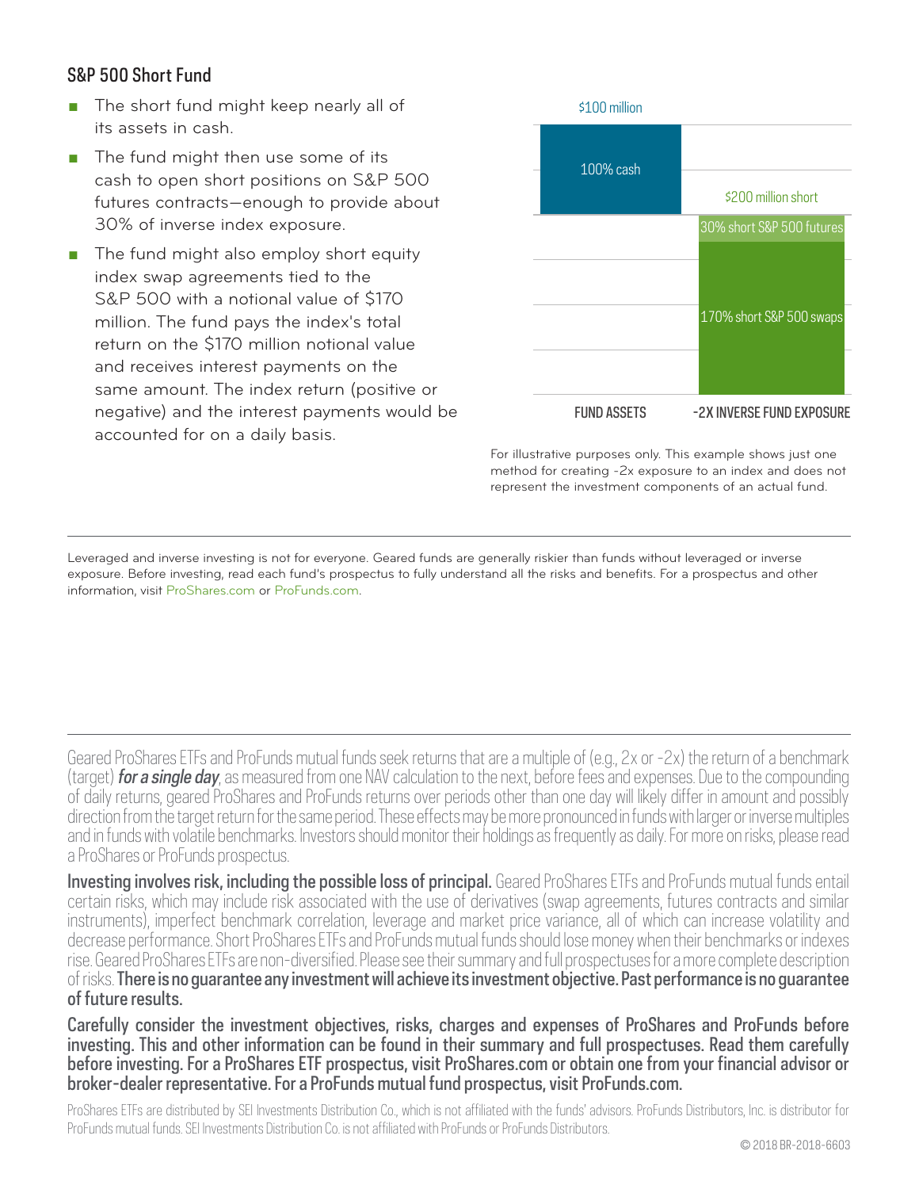## S&P 500 Short Fund

- The short fund might keep nearly all of its assets in cash.
- The fund might then use some of its cash to open short positions on S&P 500 futures contracts—enough to provide about 30% of inverse index exposure.
- The fund might also employ short equity index swap agreements tied to the S&P 500 with a notional value of $170 million. The fund pays the index's total return on the $170 million notional value and receives interest payments on the same amount. The index return (positive or negative) and the interest payments would be accounted for on a daily basis.

$100 million

100% cash

$200 million short

30% short S&P 500 futures

170% short S&P 500 swaps

FUND ASSETS

-2X INVERSE FUND EXPOSURE

For illustrative purposes only. This example shows just one method for creating -2x exposure to an index and does not represent the investment components of an actual fund.

---

Leveraged and inverse investing is not for everyone. Geared funds are generally riskier than funds without leveraged or inverse exposure. Before investing, read each fund's prospectus to fully understand all the risks and benefits. For a prospectus and other information, visit ProShares.com or ProFunds.com.

---

Geared ProShares ETFs and ProFunds mutual funds seek returns that are a multiple of (e.g., 2x or -2x) the return of a benchmark (target) ***for a single day***, as measured from one NAV calculation to the next, before fees and expenses. Due to the compounding of daily returns, geared ProShares and ProFunds returns over periods other than one day will likely differ in amount and possibly direction from the target return for the same period. These effects may be more pronounced in funds with larger or inverse multiples and in funds with volatile benchmarks. Investors should monitor their holdings as frequently as daily. For more on risks, please read a ProShares or ProFunds prospectus.

**Investing involves risk, including the possible loss of principal.** Geared ProShares ETFs and ProFunds mutual funds entail certain risks, which may include risk associated with the use of derivatives (swap agreements, futures contracts and similar instruments), imperfect benchmark correlation, leverage and market price variance, all of which can increase volatility and decrease performance. Short ProShares ETFs and ProFunds mutual funds should lose money when their benchmarks or indexes rise. Geared ProShares ETFs are non-diversified. Please see their summary and full prospectuses for a more complete description of risks. **There is no guarantee any investment will achieve its investment objective. Past performance is no guarantee of future results.**

**Carefully consider the investment objectives, risks, charges and expenses of ProShares and ProFunds before investing. This and other information can be found in their summary and full prospectuses. Read them carefully before investing. For a ProShares ETF prospectus, visit ProShares.com or obtain one from your financial advisor or broker-dealer representative. For a ProFunds mutual fund prospectus, visit ProFunds.com.**

ProShares ETFs are distributed by SEI Investments Distribution Co., which is not affiliated with the funds' advisors. ProFunds Distributors, Inc. is distributor for ProFunds mutual funds. SEI Investments Distribution Co. is not affiliated with ProFunds or ProFunds Distributors.

© 2018 BR-2018-6603